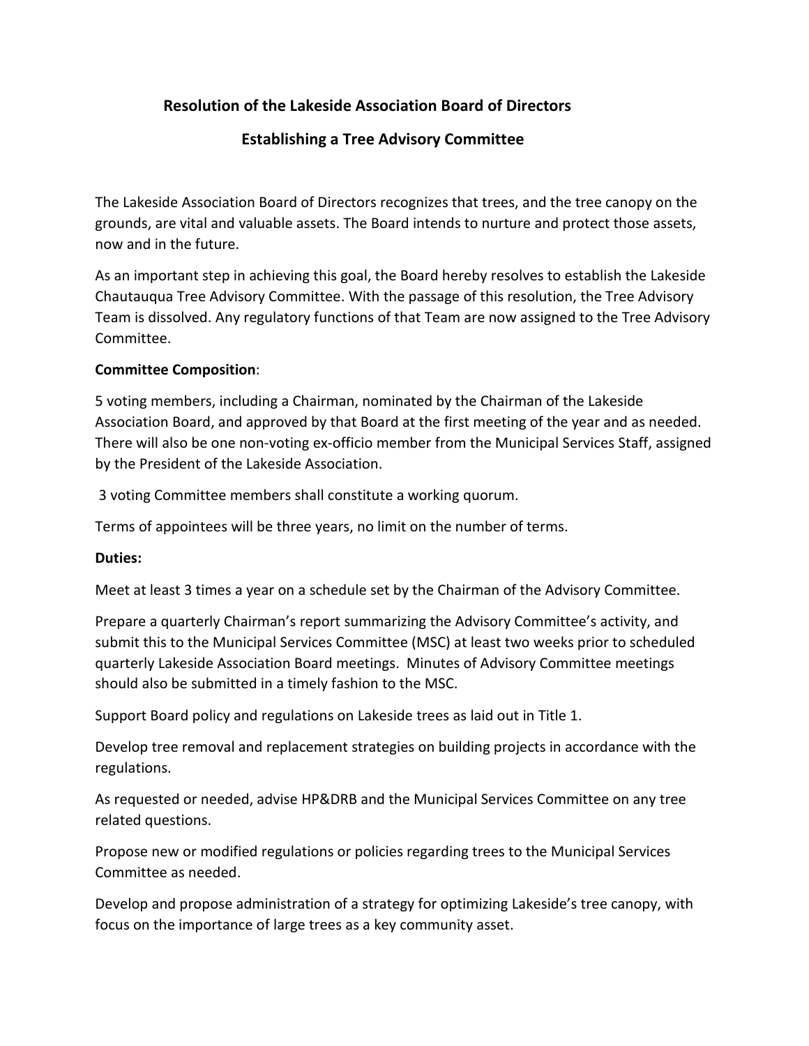## Resolution of the Lakeside Association Board of Directors

## Establishing a Tree Advisory Committee

The Lakeside Association Board of Directors recognizes that trees, and the tree canopy on the grounds, are vital and valuable assets. The Board intends to nurture and protect those assets, now and in the future.

As an important step in achieving this goal, the Board hereby resolves to establish the Lakeside Chautauqua Tree Advisory Committee. With the passage of this resolution, the Tree Advisory Team is dissolved. Any regulatory functions of that Team are now assigned to the Tree Advisory Committee.

**Committee Composition**:

5 voting members, including a Chairman, nominated by the Chairman of the Lakeside Association Board, and approved by that Board at the first meeting of the year and as needed. There will also be one non-voting ex-officio member from the Municipal Services Staff, assigned by the President of the Lakeside Association.

3 voting Committee members shall constitute a working quorum.

Terms of appointees will be three years, no limit on the number of terms.

**Duties:**

Meet at least 3 times a year on a schedule set by the Chairman of the Advisory Committee.

Prepare a quarterly Chairman's report summarizing the Advisory Committee's activity, and submit this to the Municipal Services Committee (MSC) at least two weeks prior to scheduled quarterly Lakeside Association Board meetings. Minutes of Advisory Committee meetings should also be submitted in a timely fashion to the MSC.

Support Board policy and regulations on Lakeside trees as laid out in Title 1.

Develop tree removal and replacement strategies on building projects in accordance with the regulations.

As requested or needed, advise HP&DRB and the Municipal Services Committee on any tree related questions.

Propose new or modified regulations or policies regarding trees to the Municipal Services Committee as needed.

Develop and propose administration of a strategy for optimizing Lakeside's tree canopy, with focus on the importance of large trees as a key community asset.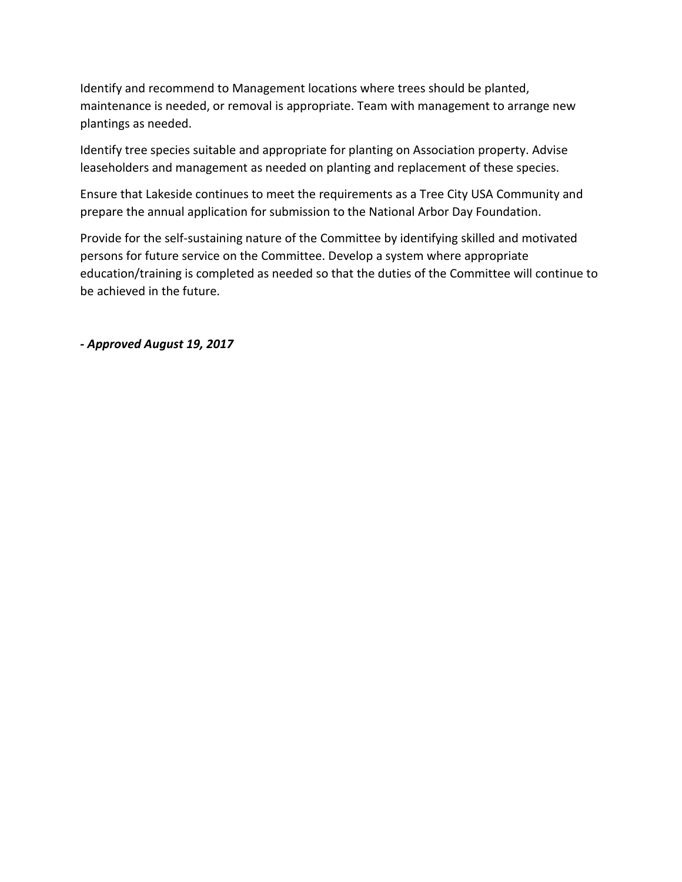Identify and recommend to Management locations where trees should be planted, maintenance is needed, or removal is appropriate. Team with management to arrange new plantings as needed.

Identify tree species suitable and appropriate for planting on Association property. Advise leaseholders and management as needed on planting and replacement of these species.

Ensure that Lakeside continues to meet the requirements as a Tree City USA Community and prepare the annual application for submission to the National Arbor Day Foundation.

Provide for the self-sustaining nature of the Committee by identifying skilled and motivated persons for future service on the Committee. Develop a system where appropriate education/training is completed as needed so that the duties of the Committee will continue to be achieved in the future.

***- Approved August 19, 2017***